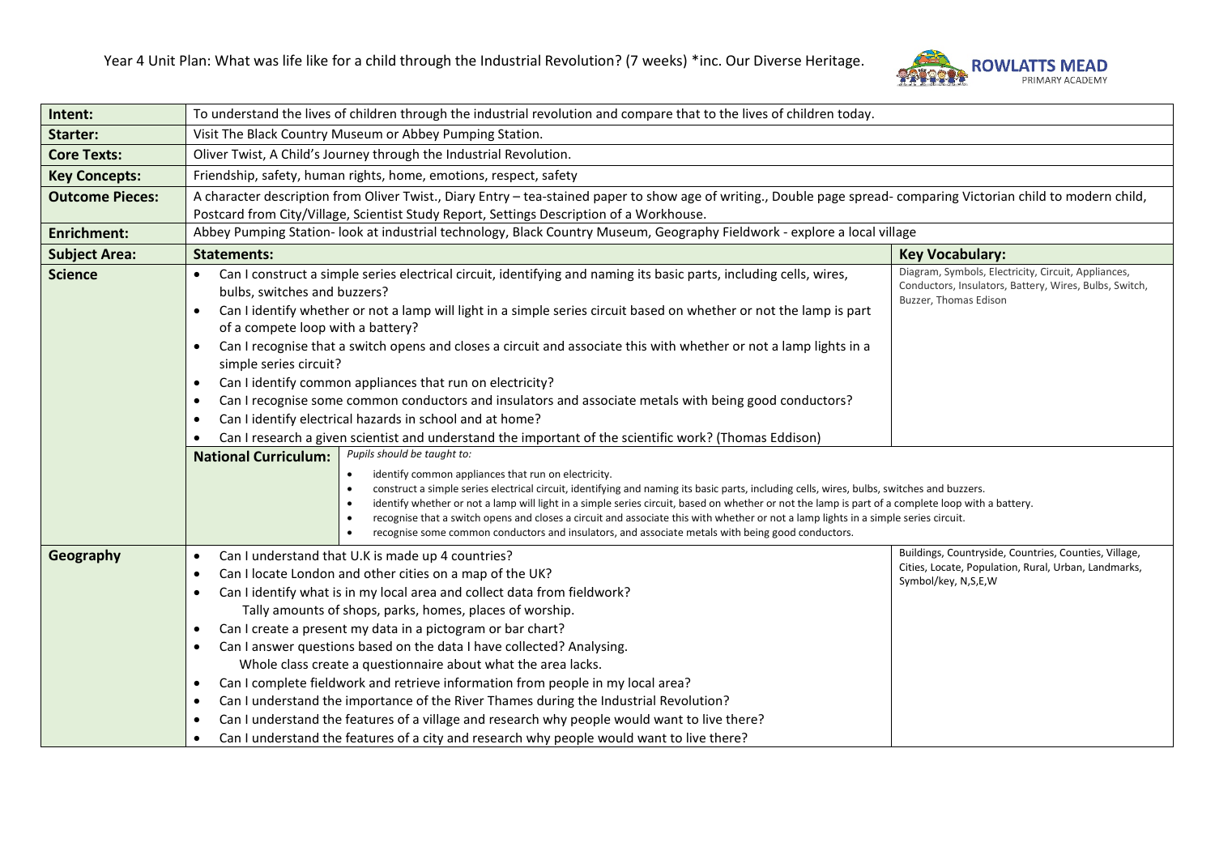Year 4 Unit Plan: What was life like for a child through the Industrial Revolution? (7 weeks) *inc. Our Diverse Heritage.

ROWLATTS MEAD PRIMARY ACADEMY

| **Intent:** | To understand the lives of children through the industrial revolution and compare that to the lives of children today. | |
|---|---|---|
| **Starter:** | Visit The Black Country Museum or Abbey Pumping Station. | |
| **Core Texts:** | Oliver Twist, A Child's Journey through the Industrial Revolution. | |
| **Key Concepts:** | Friendship, safety, human rights, home, emotions, respect, safety | |
| **Outcome Pieces:** | A character description from Oliver Twist., Diary Entry – tea-stained paper to show age of writing., Double page spread- comparing Victorian child to modern child, Postcard from City/Village, Scientist Study Report, Settings Description of a Workhouse. | |
| **Enrichment:** | Abbey Pumping Station- look at industrial technology, Black Country Museum, Geography Fieldwork - explore a local village | |
| **Subject Area:** | **Statements:** | **Key Vocabulary:** |
| **Science** | • Can I construct a simple series electrical circuit, identifying and naming its basic parts, including cells, wires, bulbs, switches and buzzers?<br>• Can I identify whether or not a lamp will light in a simple series circuit based on whether or not the lamp is part of a compete loop with a battery?<br>• Can I recognise that a switch opens and closes a circuit and associate this with whether or not a lamp lights in a simple series circuit?<br>• Can I identify common appliances that run on electricity?<br>• Can I recognise some common conductors and insulators and associate metals with being good conductors?<br>• Can I identify electrical hazards in school and at home?<br>• Can I research a given scientist and understand the important of the scientific work? (Thomas Eddison) | Diagram, Symbols, Electricity, Circuit, Appliances, Conductors, Insulators, Battery, Wires, Bulbs, Switch, Buzzer, Thomas Edison |
| | **National Curriculum:** *Pupils should be taught to:*<br>• identify common appliances that run on electricity.<br>• construct a simple series electrical circuit, identifying and naming its basic parts, including cells, wires, bulbs, switches and buzzers.<br>• identify whether or not a lamp will light in a simple series circuit, based on whether or not the lamp is part of a complete loop with a battery.<br>• recognise that a switch opens and closes a circuit and associate this with whether or not a lamp lights in a simple series circuit.<br>• recognise some common conductors and insulators, and associate metals with being good conductors. | |
| **Geography** | • Can I understand that U.K is made up 4 countries?<br>• Can I locate London and other cities on a map of the UK?<br>• Can I identify what is in my local area and collect data from fieldwork?<br>Tally amounts of shops, parks, homes, places of worship.<br>• Can I create a present my data in a pictogram or bar chart?<br>• Can I answer questions based on the data I have collected? Analysing.<br>Whole class create a questionnaire about what the area lacks.<br>• Can I complete fieldwork and retrieve information from people in my local area?<br>• Can I understand the importance of the River Thames during the Industrial Revolution?<br>• Can I understand the features of a village and research why people would want to live there?<br>• Can I understand the features of a city and research why people would want to live there? | Buildings, Countryside, Countries, Counties, Village, Cities, Locate, Population, Rural, Urban, Landmarks, Symbol/key, N,S,E,W |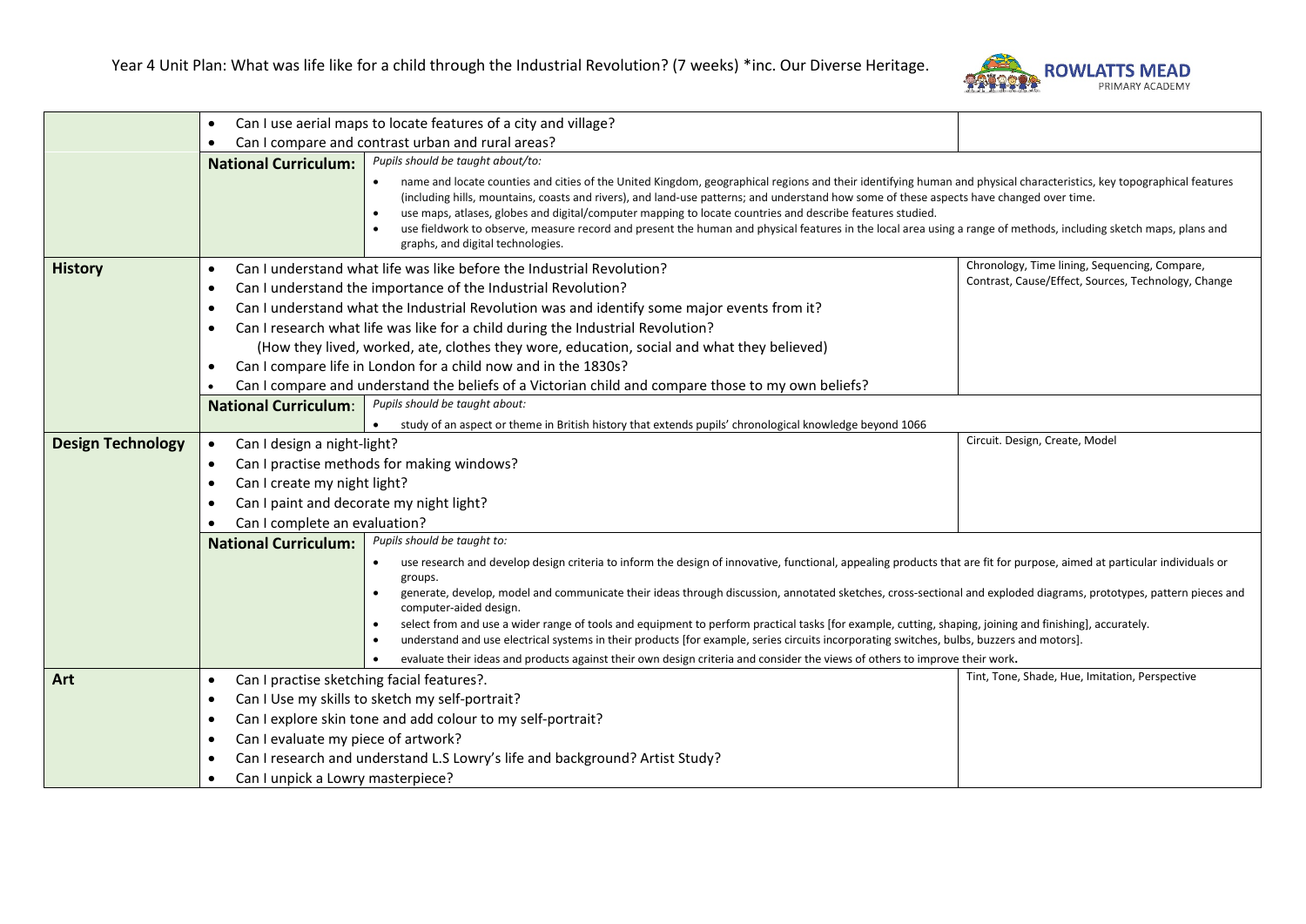# Year 4 Unit Plan: What was life like for a child through the Industrial Revolution? (7 weeks) *inc. Our Diverse Heritage.

| | | | |
|---|---|---|---|
| | • Can I use aerial maps to locate features of a city and village?<br>• Can I compare and contrast urban and rural areas? | | |
| | **National Curriculum:** | *Pupils should be taught about/to:*<br>• name and locate counties and cities of the United Kingdom, geographical regions and their identifying human and physical characteristics, key topographical features (including hills, mountains, coasts and rivers), and land-use patterns; and understand how some of these aspects have changed over time.<br>• use maps, atlases, globes and digital/computer mapping to locate countries and describe features studied.<br>• use fieldwork to observe, measure record and present the human and physical features in the local area using a range of methods, including sketch maps, plans and graphs, and digital technologies. | |
| **History** | • Can I understand what life was like before the Industrial Revolution?<br>• Can I understand the importance of the Industrial Revolution?<br>• Can I understand what the Industrial Revolution was and identify some major events from it?<br>• Can I research what life was like for a child during the Industrial Revolution?<br>(How they lived, worked, ate, clothes they wore, education, social and what they believed)<br>• Can I compare life in London for a child now and in the 1830s?<br>• Can I compare and understand the beliefs of a Victorian child and compare those to my own beliefs? | | Chronology, Time lining, Sequencing, Compare, Contrast, Cause/Effect, Sources, Technology, Change |
| | **National Curriculum:** | *Pupils should be taught about:*<br>• study of an aspect or theme in British history that extends pupils' chronological knowledge beyond 1066 | |
| **Design Technology** | • Can I design a night-light?<br>• Can I practise methods for making windows?<br>• Can I create my night light?<br>• Can I paint and decorate my night light?<br>• Can I complete an evaluation? | | Circuit. Design, Create, Model |
| | **National Curriculum:** | *Pupils should be taught to:*<br>• use research and develop design criteria to inform the design of innovative, functional, appealing products that are fit for purpose, aimed at particular individuals or groups.<br>• generate, develop, model and communicate their ideas through discussion, annotated sketches, cross-sectional and exploded diagrams, prototypes, pattern pieces and computer-aided design.<br>• select from and use a wider range of tools and equipment to perform practical tasks [for example, cutting, shaping, joining and finishing], accurately.<br>• understand and use electrical systems in their products [for example, series circuits incorporating switches, bulbs, buzzers and motors].<br>• evaluate their ideas and products against their own design criteria and consider the views of others to improve their work**.** | |
| **Art** | • Can I practise sketching facial features?.<br>• Can I Use my skills to sketch my self-portrait?<br>• Can I explore skin tone and add colour to my self-portrait?<br>• Can I evaluate my piece of artwork?<br>• Can I research and understand L.S Lowry's life and background? Artist Study?<br>• Can I unpick a Lowry masterpiece? | | Tint, Tone, Shade, Hue, Imitation, Perspective |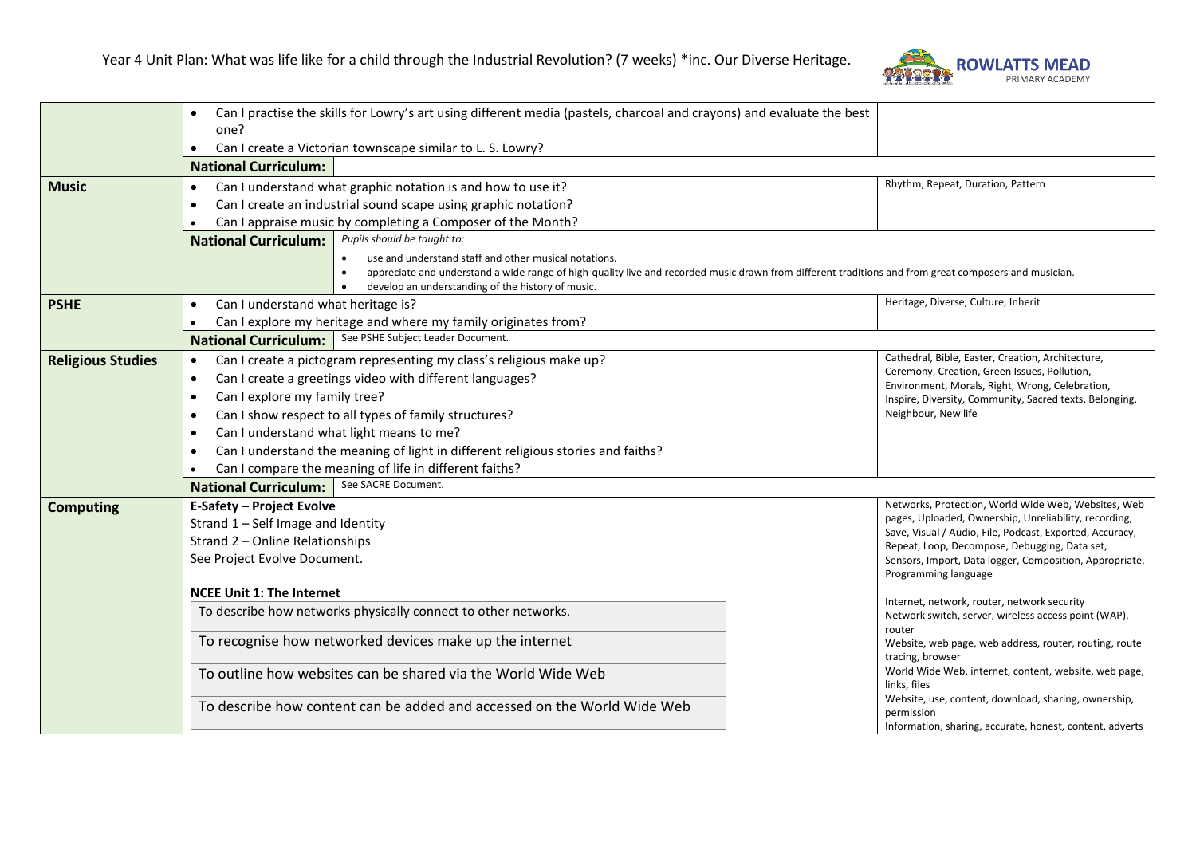Year 4 Unit Plan: What was life like for a child through the Industrial Revolution? (7 weeks) *inc. Our Diverse Heritage.

| Subject | Learning Objectives | Vocabulary |
| --- | --- | --- |
| | • Can I practise the skills for Lowry's art using different media (pastels, charcoal and crayons) and evaluate the best one?<br>• Can I create a Victorian townscape similar to L. S. Lowry? | |
| | **National Curriculum:** | |
| **Music** | • Can I understand what graphic notation is and how to use it?<br>• Can I create an industrial sound scape using graphic notation?<br>• Can I appraise music by completing a Composer of the Month? | Rhythm, Repeat, Duration, Pattern |
| | **National Curriculum:** *Pupils should be taught to:*<br>• use and understand staff and other musical notations.<br>• appreciate and understand a wide range of high-quality live and recorded music drawn from different traditions and from great composers and musician.<br>• develop an understanding of the history of music. | |
| **PSHE** | • Can I understand what heritage is?<br>• Can I explore my heritage and where my family originates from? | Heritage, Diverse, Culture, Inherit |
| | **National Curriculum:** See PSHE Subject Leader Document. | |
| **Religious Studies** | • Can I create a pictogram representing my class's religious make up?<br>• Can I create a greetings video with different languages?<br>• Can I explore my family tree?<br>• Can I show respect to all types of family structures?<br>• Can I understand what light means to me?<br>• Can I understand the meaning of light in different religious stories and faiths?<br>• Can I compare the meaning of life in different faiths? | Cathedral, Bible, Easter, Creation, Architecture, Ceremony, Creation, Green Issues, Pollution, Environment, Morals, Right, Wrong, Celebration, Inspire, Diversity, Community, Sacred texts, Belonging, Neighbour, New life |
| | **National Curriculum:** See SACRE Document. | |
| **Computing** | **E-Safety – Project Evolve**<br>Strand 1 – Self Image and Identity<br>Strand 2 – Online Relationships<br>See Project Evolve Document. | Networks, Protection, World Wide Web, Websites, Web pages, Uploaded, Ownership, Unreliability, recording, Save, Visual / Audio, File, Podcast, Exported, Accuracy, Repeat, Loop, Decompose, Debugging, Data set, Sensors, Import, Data logger, Composition, Appropriate, Programming language |
| | **NCEE Unit 1: The Internet** | |
| | To describe how networks physically connect to other networks. | Internet, network, router, network security<br>Network switch, server, wireless access point (WAP), router |
| | To recognise how networked devices make up the internet | Website, web page, web address, router, routing, route tracing, browser |
| | To outline how websites can be shared via the World Wide Web | World Wide Web, internet, content, website, web page, links, files |
| | To describe how content can be added and accessed on the World Wide Web | Website, use, content, download, sharing, ownership, permission<br>Information, sharing, accurate, honest, content, adverts |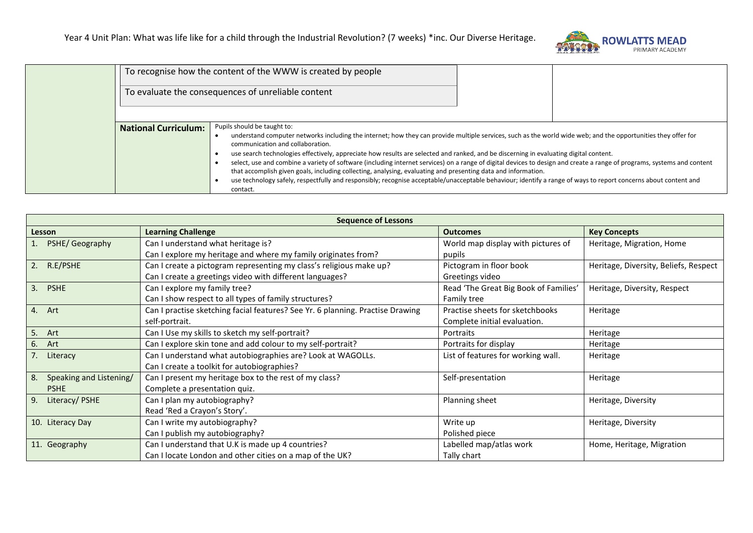Year 4 Unit Plan: What was life like for a child through the Industrial Revolution? (7 weeks) *inc. Our Diverse Heritage.

| | | | |
|---|---|---|---|
| | To recognise how the content of the WWW is created by people<br><br>To evaluate the consequences of unreliable content | | |
| | **National Curriculum:** | Pupils should be taught to:<br>• understand computer networks including the internet; how they can provide multiple services, such as the world wide web; and the opportunities they offer for communication and collaboration.<br>• use search technologies effectively, appreciate how results are selected and ranked, and be discerning in evaluating digital content.<br>• select, use and combine a variety of software (including internet services) on a range of digital devices to design and create a range of programs, systems and content that accomplish given goals, including collecting, analysing, evaluating and presenting data and information.<br>• use technology safely, respectfully and responsibly; recognise acceptable/unacceptable behaviour; identify a range of ways to report concerns about content and contact. | |

| **Sequence of Lessons** | | | |
|---|---|---|---|
| **Lesson** | **Learning Challenge** | **Outcomes** | **Key Concepts** |
| 1. PSHE/ Geography | Can I understand what heritage is?<br>Can I explore my heritage and where my family originates from? | World map display with pictures of pupils | Heritage, Migration, Home |
| 2. R.E/PSHE | Can I create a pictogram representing my class's religious make up?<br>Can I create a greetings video with different languages? | Pictogram in floor book<br>Greetings video | Heritage, Diversity, Beliefs, Respect |
| 3. PSHE | Can I explore my family tree?<br>Can I show respect to all types of family structures? | Read 'The Great Big Book of Families'<br>Family tree | Heritage, Diversity, Respect |
| 4. Art | Can I practise sketching facial features? See Yr. 6 planning. Practise Drawing self-portrait. | Practise sheets for sketchbooks<br>Complete initial evaluation. | Heritage |
| 5. Art | Can I Use my skills to sketch my self-portrait? | Portraits | Heritage |
| 6. Art | Can I explore skin tone and add colour to my self-portrait? | Portraits for display | Heritage |
| 7. Literacy | Can I understand what autobiographies are? Look at WAGOLLs.<br>Can I create a toolkit for autobiographies? | List of features for working wall. | Heritage |
| 8. Speaking and Listening/ PSHE | Can I present my heritage box to the rest of my class?<br>Complete a presentation quiz. | Self-presentation | Heritage |
| 9. Literacy/ PSHE | Can I plan my autobiography?<br>Read 'Red a Crayon's Story'. | Planning sheet | Heritage, Diversity |
| 10. Literacy Day | Can I write my autobiography?<br>Can I publish my autobiography? | Write up<br>Polished piece | Heritage, Diversity |
| 11. Geography | Can I understand that U.K is made up 4 countries?<br>Can I locate London and other cities on a map of the UK? | Labelled map/atlas work<br>Tally chart | Home, Heritage, Migration |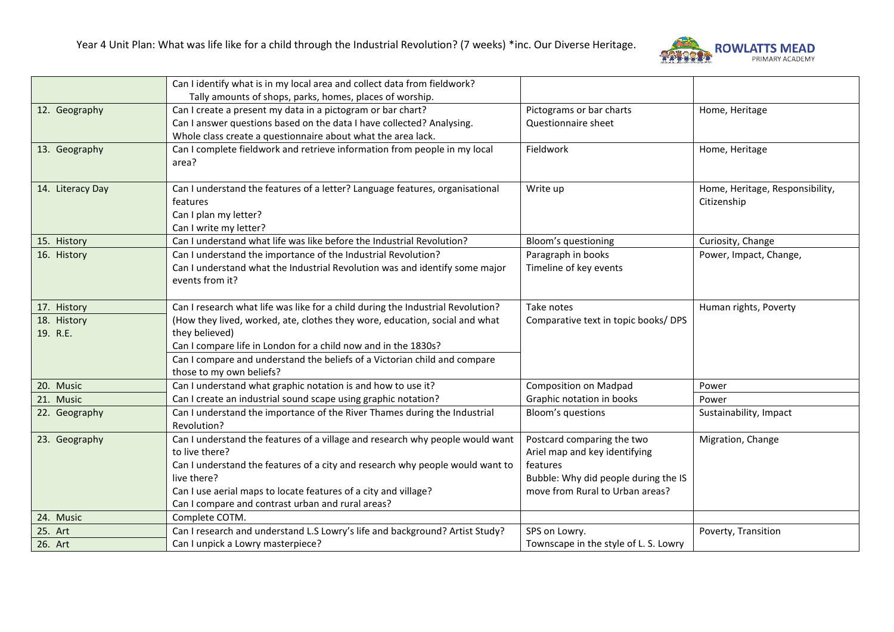Year 4 Unit Plan: What was life like for a child through the Industrial Revolution? (7 weeks) *inc. Our Diverse Heritage.

| | | | |
|---|---|---|---|
| | Can I identify what is in my local area and collect data from fieldwork?<br>Tally amounts of shops, parks, homes, places of worship. | | |
| 12. Geography | Can I create a present my data in a pictogram or bar chart?<br>Can I answer questions based on the data I have collected? Analysing.<br>Whole class create a questionnaire about what the area lack. | Pictograms or bar charts<br>Questionnaire sheet | Home, Heritage |
| 13. Geography | Can I complete fieldwork and retrieve information from people in my local area? | Fieldwork | Home, Heritage |
| 14. Literacy Day | Can I understand the features of a letter? Language features, organisational features<br>Can I plan my letter?<br>Can I write my letter? | Write up | Home, Heritage, Responsibility, Citizenship |
| 15. History | Can I understand what life was like before the Industrial Revolution? | Bloom's questioning | Curiosity, Change |
| 16. History | Can I understand the importance of the Industrial Revolution?<br>Can I understand what the Industrial Revolution was and identify some major events from it? | Paragraph in books<br>Timeline of key events | Power, Impact, Change, |
| 17. History<br>18. History<br>19. R.E. | Can I research what life was like for a child during the Industrial Revolution? (How they lived, worked, ate, clothes they wore, education, social and what they believed)<br>Can I compare life in London for a child now and in the 1830s?<br>Can I compare and understand the beliefs of a Victorian child and compare those to my own beliefs? | Take notes<br>Comparative text in topic books/ DPS | Human rights, Poverty |
| 20. Music | Can I understand what graphic notation is and how to use it? | Composition on Madpad | Power |
| 21. Music | Can I create an industrial sound scape using graphic notation? | Graphic notation in books | Power |
| 22. Geography | Can I understand the importance of the River Thames during the Industrial Revolution? | Bloom's questions | Sustainability, Impact |
| 23. Geography | Can I understand the features of a village and research why people would want to live there?<br>Can I understand the features of a city and research why people would want to live there?<br>Can I use aerial maps to locate features of a city and village?<br>Can I compare and contrast urban and rural areas? | Postcard comparing the two<br>Ariel map and key identifying features<br>Bubble: Why did people during the IS move from Rural to Urban areas? | Migration, Change |
| 24. Music | Complete COTM. | | |
| 25. Art | Can I research and understand L.S Lowry's life and background? Artist Study? | SPS on Lowry. | Poverty, Transition |
| 26. Art | Can I unpick a Lowry masterpiece? | Townscape in the style of L. S. Lowry | |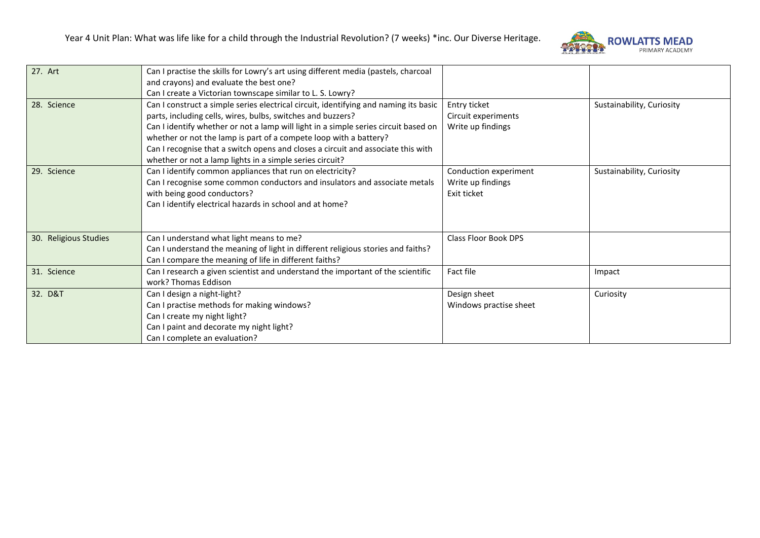Year 4 Unit Plan: What was life like for a child through the Industrial Revolution? (7 weeks) *inc. Our Diverse Heritage.

| | | | |
|---|---|---|---|
| 27. Art | Can I practise the skills for Lowry's art using different media (pastels, charcoal and crayons) and evaluate the best one?<br>Can I create a Victorian townscape similar to L. S. Lowry? | | |
| 28. Science | Can I construct a simple series electrical circuit, identifying and naming its basic parts, including cells, wires, bulbs, switches and buzzers?<br>Can I identify whether or not a lamp will light in a simple series circuit based on whether or not the lamp is part of a compete loop with a battery?<br>Can I recognise that a switch opens and closes a circuit and associate this with whether or not a lamp lights in a simple series circuit? | Entry ticket<br>Circuit experiments<br>Write up findings | Sustainability, Curiosity |
| 29. Science | Can I identify common appliances that run on electricity?<br>Can I recognise some common conductors and insulators and associate metals with being good conductors?<br>Can I identify electrical hazards in school and at home? | Conduction experiment<br>Write up findings<br>Exit ticket | Sustainability, Curiosity |
| 30. Religious Studies | Can I understand what light means to me?<br>Can I understand the meaning of light in different religious stories and faiths?<br>Can I compare the meaning of life in different faiths? | Class Floor Book DPS | |
| 31. Science | Can I research a given scientist and understand the important of the scientific work? Thomas Eddison | Fact file | Impact |
| 32. D&T | Can I design a night-light?<br>Can I practise methods for making windows?<br>Can I create my night light?<br>Can I paint and decorate my night light?<br>Can I complete an evaluation? | Design sheet<br>Windows practise sheet | Curiosity |